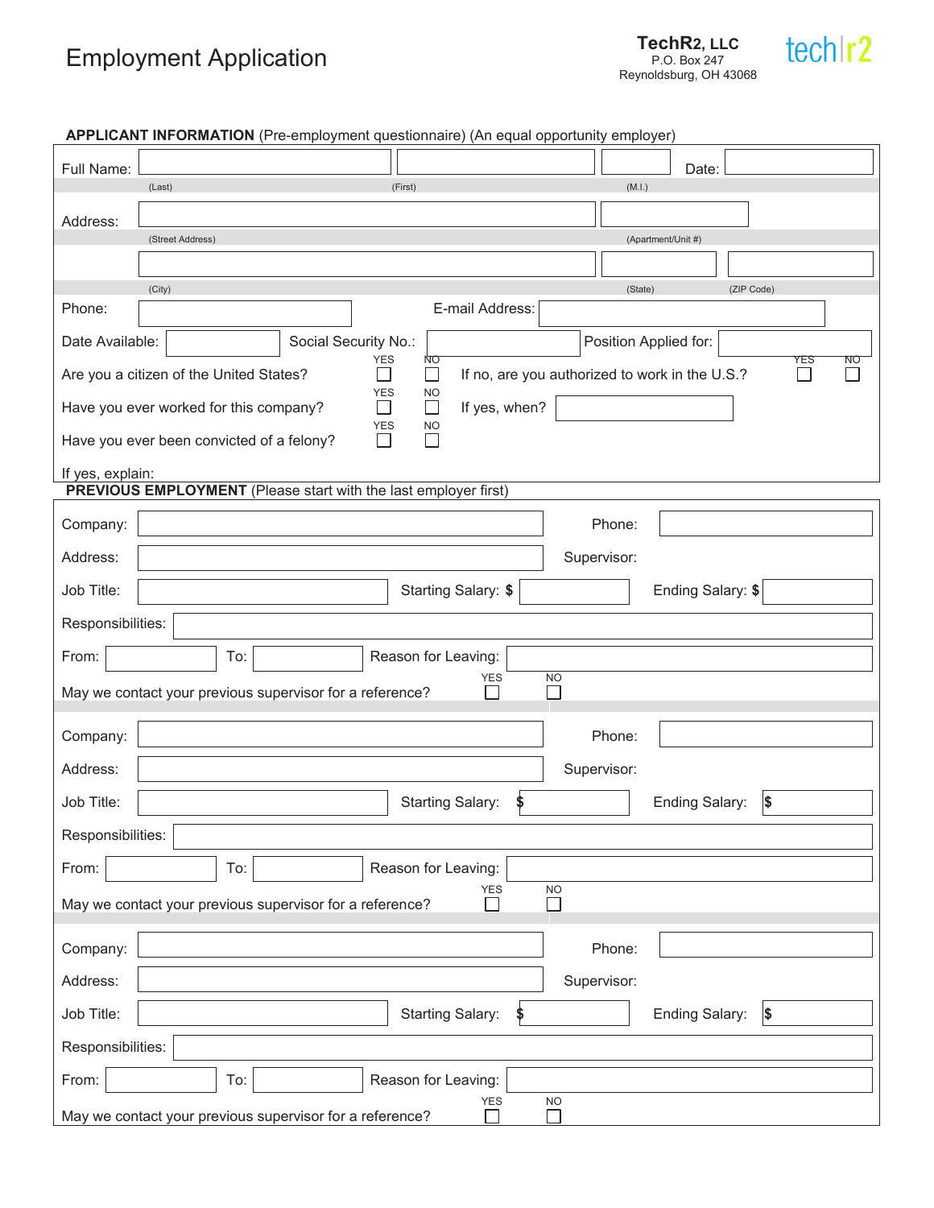# Employment Application

**TechR2, LLC**
P.O. Box 247
Reynoldsburg, OH 43068

techr2

## APPLICANT INFORMATION (Pre-employment questionnaire) (An equal opportunity employer)

Full Name: ____________ (Last) ____________ (First) ____ (M.I.) Date: ____________

Address: ____________ (Street Address) ____________ (Apartment/Unit #)

____________ (City) ____________ (State) ____________ (ZIP Code)

Phone: ____________ E-mail Address: ____________

Date Available: ____________ Social Security No.: ____________ Position Applied for: ____________

Are you a citizen of the United States? YES ☐ NO ☐ If no, are you authorized to work in the U.S.? YES ☐ NO ☐

Have you ever worked for this company? YES ☐ NO ☐ If yes, when? ____________

Have you ever been convicted of a felony? YES ☐ NO ☐

If yes, explain:

## PREVIOUS EMPLOYMENT (Please start with the last employer first)

Company: ____________ Phone: ____________

Address: ____________ Supervisor:

Job Title: ____________ Starting Salary: $ ____________ Ending Salary: $ ____________

Responsibilities: ____________

From: ____________ To: ____________ Reason for Leaving: ____________

May we contact your previous supervisor for a reference? YES ☐ NO ☐

Company: ____________ Phone: ____________

Address: ____________ Supervisor:

Job Title: ____________ Starting Salary: $ ____________ Ending Salary: $ ____________

Responsibilities: ____________

From: ____________ To: ____________ Reason for Leaving: ____________

May we contact your previous supervisor for a reference? YES ☐ NO ☐

Company: ____________ Phone: ____________

Address: ____________ Supervisor:

Job Title: ____________ Starting Salary: $ ____________ Ending Salary: $ ____________

Responsibilities: ____________

From: ____________ To: ____________ Reason for Leaving: ____________

May we contact your previous supervisor for a reference? YES ☐ NO ☐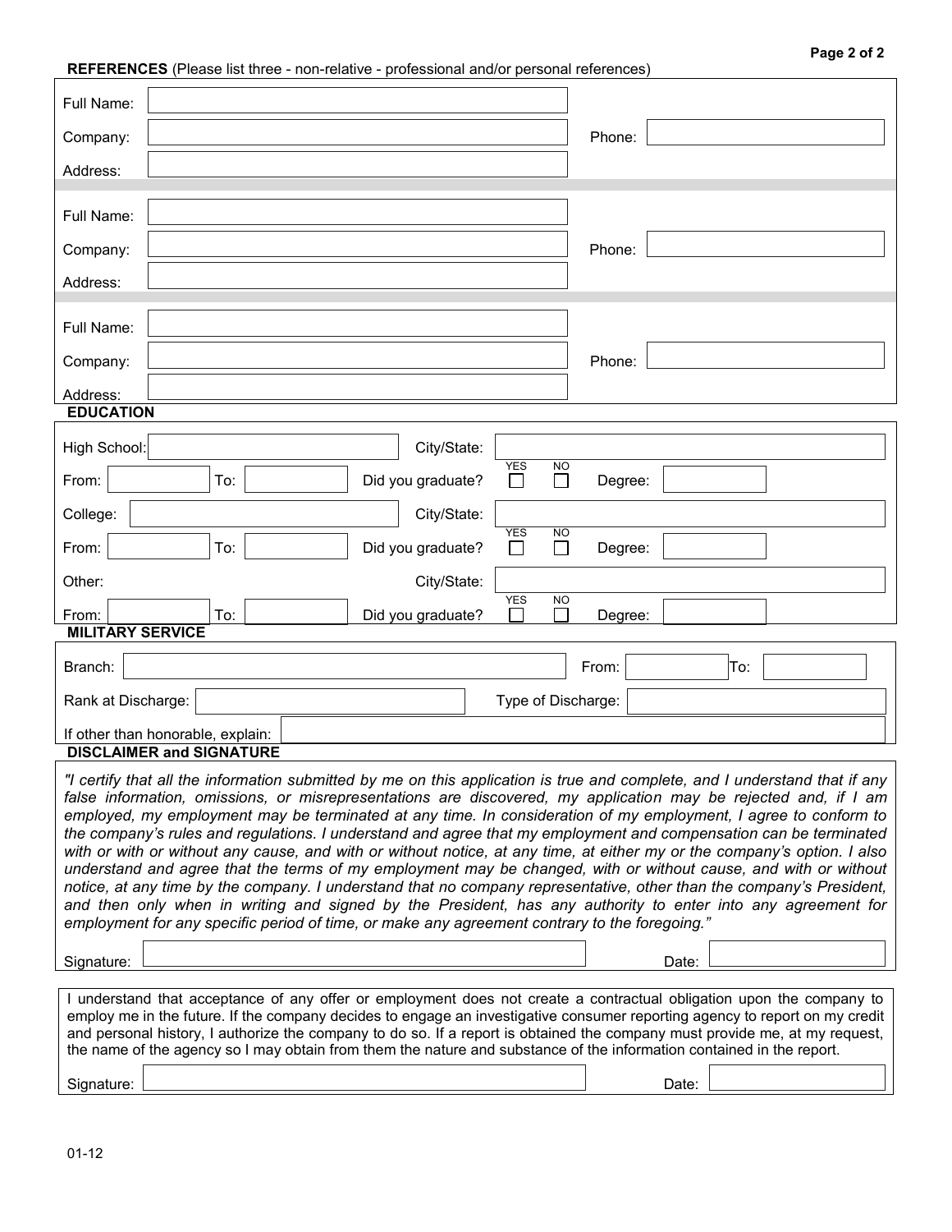**REFERENCES** (Please list three - non-relative - professional and/or personal references)

Full Name:

Company: Phone:

Address:

Full Name:

Company: Phone:

Address:

Full Name:

Company: Phone:

Address:

**EDUCATION**

High School: City/State:

From: To: Did you graduate? YES ☐ NO ☐ Degree:

College: City/State:

From: To: Did you graduate? YES ☐ NO ☐ Degree:

Other: City/State:

From: To: Did you graduate? YES ☐ NO ☐ Degree:

**MILITARY SERVICE**

Branch: From: To:

Rank at Discharge: Type of Discharge:

If other than honorable, explain:

**DISCLAIMER and SIGNATURE**

*"I certify that all the information submitted by me on this application is true and complete, and I understand that if any false information, omissions, or misrepresentations are discovered, my application may be rejected and, if I am employed, my employment may be terminated at any time. In consideration of my employment, I agree to conform to the company's rules and regulations. I understand and agree that my employment and compensation can be terminated with or with or without any cause, and with or without notice, at any time, at either my or the company's option. I also understand and agree that the terms of my employment may be changed, with or without cause, and with or without notice, at any time by the company. I understand that no company representative, other than the company's President, and then only when in writing and signed by the President, has any authority to enter into any agreement for employment for any specific period of time, or make any agreement contrary to the foregoing."*

Signature: Date:

I understand that acceptance of any offer or employment does not create a contractual obligation upon the company to employ me in the future. If the company decides to engage an investigative consumer reporting agency to report on my credit and personal history, I authorize the company to do so. If a report is obtained the company must provide me, at my request, the name of the agency so I may obtain from them the nature and substance of the information contained in the report.

Signature: Date:

01-12